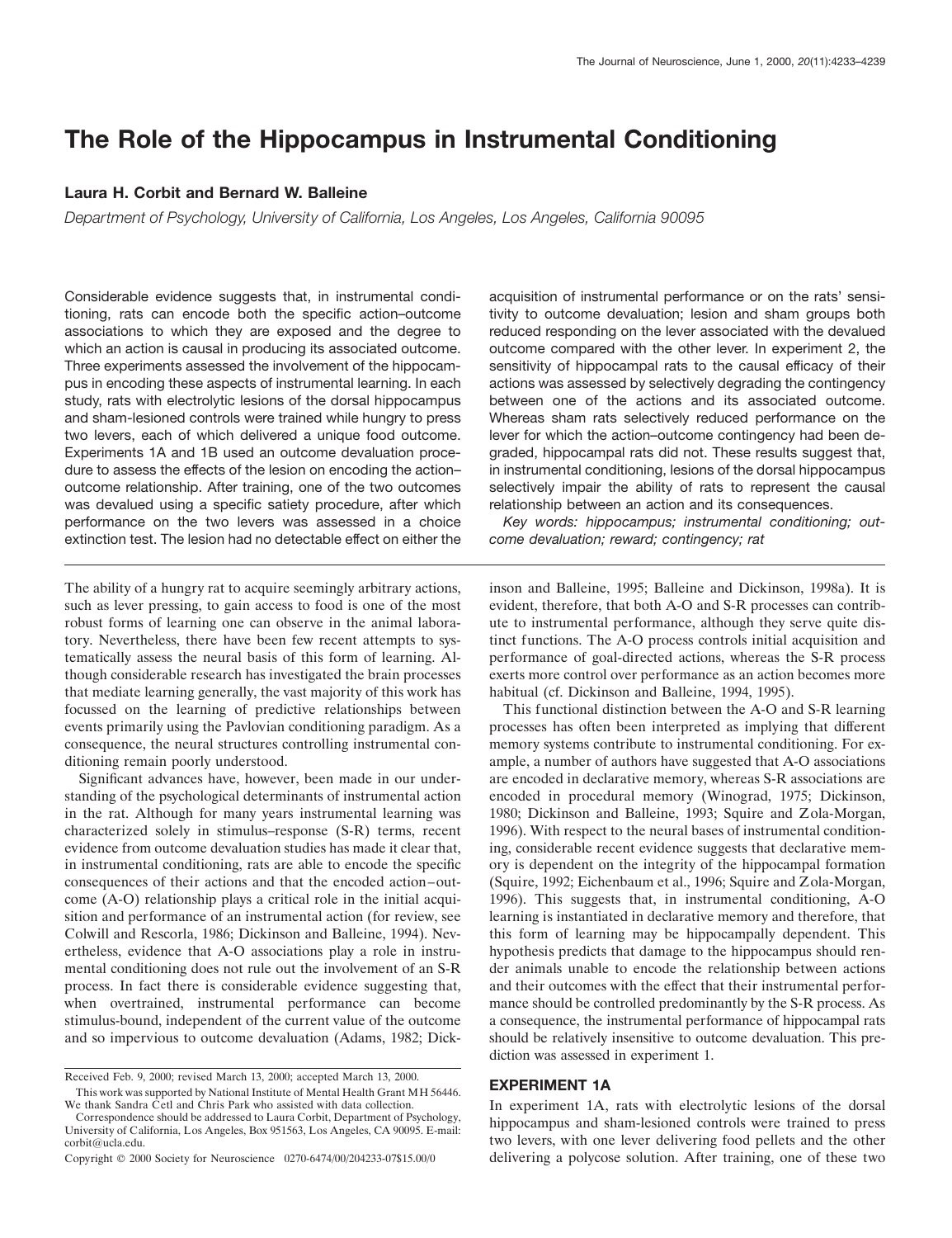# The Role of the Hippocampus in Instrumental Conditioning

**Laura H. Corbit and Bernard W. Balleine**

*Department of Psychology, University of California, Los Angeles, Los Angeles, California 90095*

Considerable evidence suggests that, in instrumental conditioning, rats can encode both the specific action–outcome associations to which they are exposed and the degree to which an action is causal in producing its associated outcome. Three experiments assessed the involvement of the hippocampus in encoding these aspects of instrumental learning. In each study, rats with electrolytic lesions of the dorsal hippocampus and sham-lesioned controls were trained while hungry to press two levers, each of which delivered a unique food outcome. Experiments 1A and 1B used an outcome devaluation procedure to assess the effects of the lesion on encoding the action–outcome relationship. After training, one of the two outcomes was devalued using a specific satiety procedure, after which performance on the two levers was assessed in a choice extinction test. The lesion had no detectable effect on either the acquisition of instrumental performance or on the rats' sensitivity to outcome devaluation; lesion and sham groups both reduced responding on the lever associated with the devalued outcome compared with the other lever. In experiment 2, the sensitivity of hippocampal rats to the causal efficacy of their actions was assessed by selectively degrading the contingency between one of the actions and its associated outcome. Whereas sham rats selectively reduced performance on the lever for which the action–outcome contingency had been degraded, hippocampal rats did not. These results suggest that, in instrumental conditioning, lesions of the dorsal hippocampus selectively impair the ability of rats to represent the causal relationship between an action and its consequences.

*Key words: hippocampus; instrumental conditioning; outcome devaluation; reward; contingency; rat*

The ability of a hungry rat to acquire seemingly arbitrary actions, such as lever pressing, to gain access to food is one of the most robust forms of learning one can observe in the animal laboratory. Nevertheless, there have been few recent attempts to systematically assess the neural basis of this form of learning. Although considerable research has investigated the brain processes that mediate learning generally, the vast majority of this work has focussed on the learning of predictive relationships between events primarily using the Pavlovian conditioning paradigm. As a consequence, the neural structures controlling instrumental conditioning remain poorly understood.

Significant advances have, however, been made in our understanding of the psychological determinants of instrumental action in the rat. Although for many years instrumental learning was characterized solely in stimulus–response (S-R) terms, recent evidence from outcome devaluation studies has made it clear that, in instrumental conditioning, rats are able to encode the specific consequences of their actions and that the encoded action–outcome (A-O) relationship plays a critical role in the initial acquisition and performance of an instrumental action (for review, see Colwill and Rescorla, 1986; Dickinson and Balleine, 1994). Nevertheless, evidence that A-O associations play a role in instrumental conditioning does not rule out the involvement of an S-R process. In fact there is considerable evidence suggesting that, when overtrained, instrumental performance can become stimulus-bound, independent of the current value of the outcome and so impervious to outcome devaluation (Adams, 1982; Dickinson and Balleine, 1995; Balleine and Dickinson, 1998a). It is evident, therefore, that both A-O and S-R processes can contribute to instrumental performance, although they serve quite distinct functions. The A-O process controls initial acquisition and performance of goal-directed actions, whereas the S-R process exerts more control over performance as an action becomes more habitual (cf. Dickinson and Balleine, 1994, 1995).

This functional distinction between the A-O and S-R learning processes has often been interpreted as implying that different memory systems contribute to instrumental conditioning. For example, a number of authors have suggested that A-O associations are encoded in declarative memory, whereas S-R associations are encoded in procedural memory (Winograd, 1975; Dickinson, 1980; Dickinson and Balleine, 1993; Squire and Zola-Morgan, 1996). With respect to the neural bases of instrumental conditioning, considerable recent evidence suggests that declarative memory is dependent on the integrity of the hippocampal formation (Squire, 1992; Eichenbaum et al., 1996; Squire and Zola-Morgan, 1996). This suggests that, in instrumental conditioning, A-O learning is instantiated in declarative memory and therefore, that this form of learning may be hippocampally dependent. This hypothesis predicts that damage to the hippocampus should render animals unable to encode the relationship between actions and their outcomes with the effect that their instrumental performance should be controlled predominantly by the S-R process. As a consequence, the instrumental performance of hippocampal rats should be relatively insensitive to outcome devaluation. This prediction was assessed in experiment 1.

## EXPERIMENT 1A

In experiment 1A, rats with electrolytic lesions of the dorsal hippocampus and sham-lesioned controls were trained to press two levers, with one lever delivering food pellets and the other delivering a polycose solution. After training, one of these two

---

Received Feb. 9, 2000; revised March 13, 2000; accepted March 13, 2000.

This work was supported by National Institute of Mental Health Grant MH 56446. We thank Sandra Četl and Chris Park who assisted with data collection.

Correspondence should be addressed to Laura Corbit, Department of Psychology, University of California, Los Angeles, Box 951563, Los Angeles, CA 90095. E-mail: corbit@ucla.edu.

Copyright © 2000 Society for Neuroscience 0270-6474/00/204233-07$15.00/0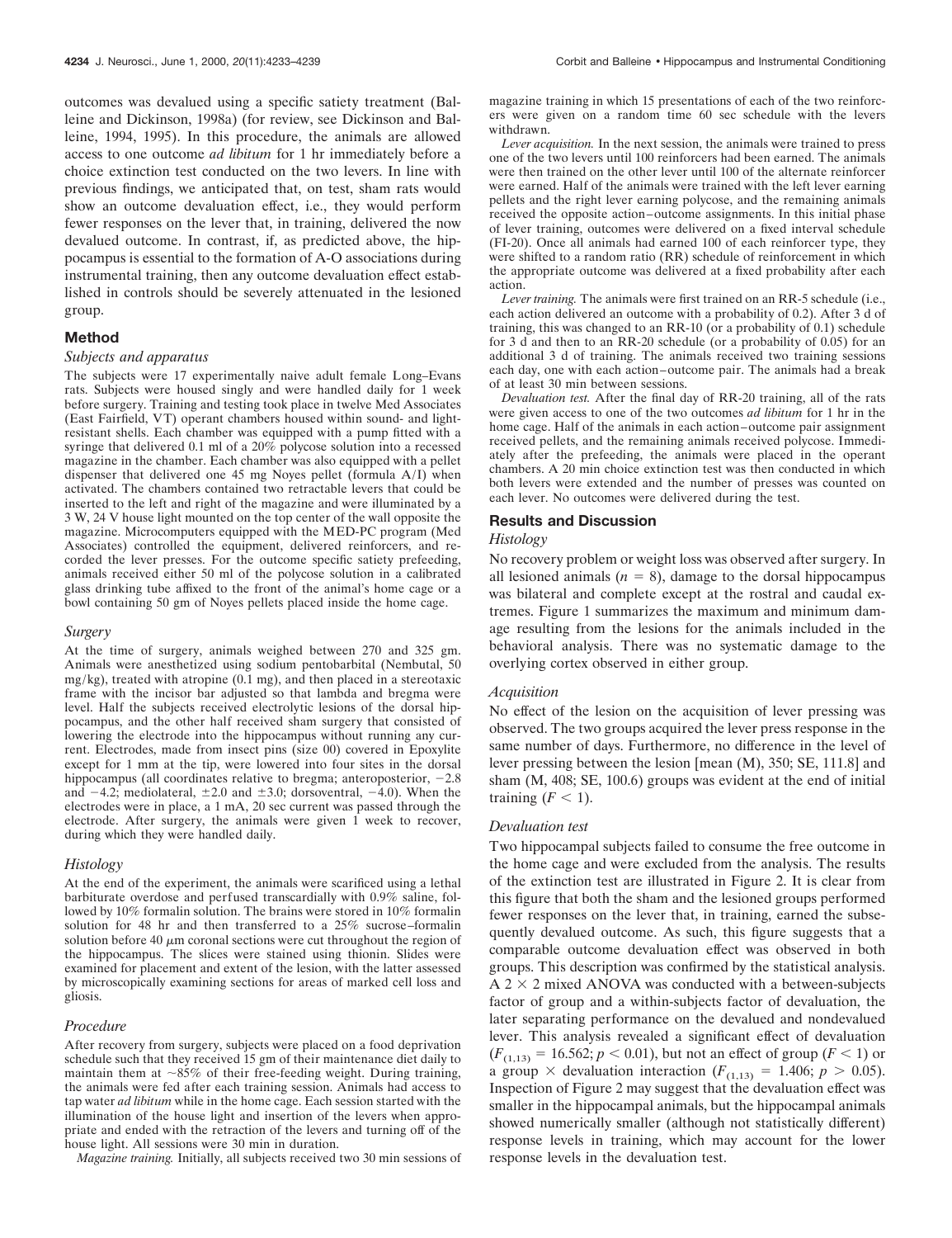outcomes was devalued using a specific satiety treatment (Balleine and Dickinson, 1998a) (for review, see Dickinson and Balleine, 1994, 1995). In this procedure, the animals are allowed access to one outcome *ad libitum* for 1 hr immediately before a choice extinction test conducted on the two levers. In line with previous findings, we anticipated that, on test, sham rats would show an outcome devaluation effect, i.e., they would perform fewer responses on the lever that, in training, delivered the now devalued outcome. In contrast, if, as predicted above, the hippocampus is essential to the formation of A-O associations during instrumental training, then any outcome devaluation effect established in controls should be severely attenuated in the lesioned group.

## Method

### Subjects and apparatus

The subjects were 17 experimentally naive adult female Long–Evans rats. Subjects were housed singly and were handled daily for 1 week before surgery. Training and testing took place in twelve Med Associates (East Fairfield, VT) operant chambers housed within sound- and light-resistant shells. Each chamber was equipped with a pump fitted with a syringe that delivered 0.1 ml of a 20% polycose solution into a recessed magazine in the chamber. Each chamber was also equipped with a pellet dispenser that delivered one 45 mg Noyes pellet (formula A/I) when activated. The chambers contained two retractable levers that could be inserted to the left and right of the magazine and were illuminated by a 3 W, 24 V house light mounted on the top center of the wall opposite the magazine. Microcomputers equipped with the MED-PC program (Med Associates) controlled the equipment, delivered reinforcers, and recorded the lever presses. For the outcome specific satiety prefeeding, animals received either 50 ml of the polycose solution in a calibrated glass drinking tube affixed to the front of the animal's home cage or a bowl containing 50 gm of Noyes pellets placed inside the home cage.

### Surgery

At the time of surgery, animals weighed between 270 and 325 gm. Animals were anesthetized using sodium pentobarbital (Nembutal, 50 mg/kg), treated with atropine (0.1 mg), and then placed in a stereotaxic frame with the incisor bar adjusted so that lambda and bregma were level. Half the subjects received electrolytic lesions of the dorsal hippocampus, and the other half received sham surgery that consisted of lowering the electrode into the hippocampus without running any current. Electrodes, made from insect pins (size 00) covered in Epoxylite except for 1 mm at the tip, were lowered into four sites in the dorsal hippocampus (all coordinates relative to bregma; anteroposterior, −2.8 and −4.2; mediolateral, ±2.0 and ±3.0; dorsoventral, −4.0). When the electrodes were in place, a 1 mA, 20 sec current was passed through the electrode. After surgery, the animals were given 1 week to recover, during which they were handled daily.

### Histology

At the end of the experiment, the animals were scarificed using a lethal barbiturate overdose and perfused transcardially with 0.9% saline, followed by 10% formalin solution. The brains were stored in 10% formalin solution for 48 hr and then transferred to a 25% sucrose–formalin solution before 40 $\mu$m coronal sections were cut throughout the region of the hippocampus. The slices were stained using thionin. Slides were examined for placement and extent of the lesion, with the latter assessed by microscopically examining sections for areas of marked cell loss and gliosis.

### Procedure

After recovery from surgery, subjects were placed on a food deprivation schedule such that they received 15 gm of their maintenance diet daily to maintain them at ~85% of their free-feeding weight. During training, the animals were fed after each training session. Animals had access to tap water *ad libitum* while in the home cage. Each session started with the illumination of the house light and insertion of the levers when appropriate and ended with the retraction of the levers and turning off of the house light. All sessions were 30 min in duration.

*Magazine training.* Initially, all subjects received two 30 min sessions of magazine training in which 15 presentations of each of the two reinforcers were given on a random time 60 sec schedule with the levers withdrawn.

*Lever acquisition.* In the next session, the animals were trained to press one of the two levers until 100 reinforcers had been earned. The animals were then trained on the other lever until 100 of the alternate reinforcer were earned. Half of the animals were trained with the left lever earning pellets and the right lever earning polycose, and the remaining animals received the opposite action–outcome assignments. In this initial phase of lever training, outcomes were delivered on a fixed interval schedule (FI-20). Once all animals had earned 100 of each reinforcer type, they were shifted to a random ratio (RR) schedule of reinforcement in which the appropriate outcome was delivered at a fixed probability after each action.

*Lever training.* The animals were first trained on an RR-5 schedule (i.e., each action delivered an outcome with a probability of 0.2). After 3 d of training, this was changed to an RR-10 (or a probability of 0.1) schedule for 3 d and then to an RR-20 schedule (or a probability of 0.05) for an additional 3 d of training. The animals received two training sessions each day, one with each action–outcome pair. The animals had a break of at least 30 min between sessions.

*Devaluation test.* After the final day of RR-20 training, all of the rats were given access to one of the two outcomes *ad libitum* for 1 hr in the home cage. Half of the animals in each action–outcome pair assignment received pellets, and the remaining animals received polycose. Immediately after the prefeeding, the animals were placed in the operant chambers. A 20 min choice extinction test was then conducted in which both levers were extended and the number of presses was counted on each lever. No outcomes were delivered during the test.

## Results and Discussion

### Histology

No recovery problem or weight loss was observed after surgery. In all lesioned animals ($n$ = 8), damage to the dorsal hippocampus was bilateral and complete except at the rostral and caudal extremes. Figure 1 summarizes the maximum and minimum damage resulting from the lesions for the animals included in the behavioral analysis. There was no systematic damage to the overlying cortex observed in either group.

### Acquisition

No effect of the lesion on the acquisition of lever pressing was observed. The two groups acquired the lever press response in the same number of days. Furthermore, no difference in the level of lever pressing between the lesion [mean (M), 350; SE, 111.8] and sham (M, 408; SE, 100.6) groups was evident at the end of initial training ($F < 1$).

### Devaluation test

Two hippocampal subjects failed to consume the free outcome in the home cage and were excluded from the analysis. The results of the extinction test are illustrated in Figure 2. It is clear from this figure that both the sham and the lesioned groups performed fewer responses on the lever that, in training, earned the subsequently devalued outcome. As such, this figure suggests that a comparable outcome devaluation effect was observed in both groups. This description was confirmed by the statistical analysis. A 2 × 2 mixed ANOVA was conducted with a between-subjects factor of group and a within-subjects factor of devaluation, the later separating performance on the devalued and nondevalued lever. This analysis revealed a significant effect of devaluation ($F_{(1,13)} = 16.562$; $p < 0.01$), but not an effect of group ($F < 1$) or a group × devaluation interaction ($F_{(1,13)} = 1.406$; $p > 0.05$). Inspection of Figure 2 may suggest that the devaluation effect was smaller in the hippocampal animals, but the hippocampal animals showed numerically smaller (although not statistically different) response levels in training, which may account for the lower response levels in the devaluation test.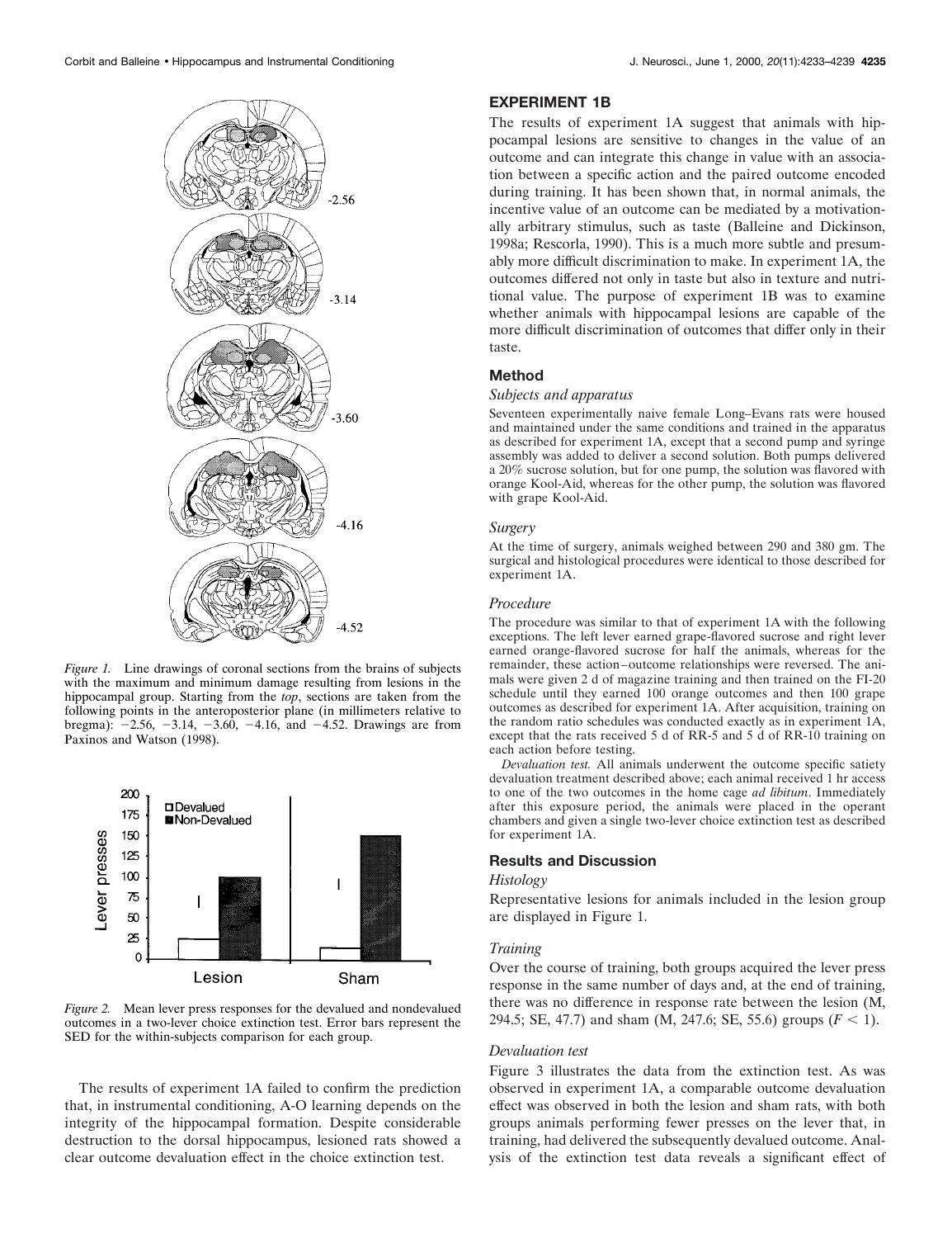*Figure 1.* Line drawings of coronal sections from the brains of subjects with the maximum and minimum damage resulting from lesions in the hippocampal group. Starting from the *top*, sections are taken from the following points in the anteroposterior plane (in millimeters relative to bregma): −2.56, −3.14, −3.60, −4.16, and −4.52. Drawings are from Paxinos and Watson (1998).

*Figure 2.* Mean lever press responses for the devalued and nondevalued outcomes in a two-lever choice extinction test. Error bars represent the SED for the within-subjects comparison for each group.

The results of experiment 1A failed to confirm the prediction that, in instrumental conditioning, A-O learning depends on the integrity of the hippocampal formation. Despite considerable destruction to the dorsal hippocampus, lesioned rats showed a clear outcome devaluation effect in the choice extinction test.

## EXPERIMENT 1B

The results of experiment 1A suggest that animals with hippocampal lesions are sensitive to changes in the value of an outcome and can integrate this change in value with an association between a specific action and the paired outcome encoded during training. It has been shown that, in normal animals, the incentive value of an outcome can be mediated by a motivationally arbitrary stimulus, such as taste (Balleine and Dickinson, 1998a; Rescorla, 1990). This is a much more subtle and presumably more difficult discrimination to make. In experiment 1A, the outcomes differed not only in taste but also in texture and nutritional value. The purpose of experiment 1B was to examine whether animals with hippocampal lesions are capable of the more difficult discrimination of outcomes that differ only in their taste.

### Method

#### *Subjects and apparatus*

Seventeen experimentally naive female Long–Evans rats were housed and maintained under the same conditions and trained in the apparatus as described for experiment 1A, except that a second pump and syringe assembly was added to deliver a second solution. Both pumps delivered a 20% sucrose solution, but for one pump, the solution was flavored with orange Kool-Aid, whereas for the other pump, the solution was flavored with grape Kool-Aid.

#### *Surgery*

At the time of surgery, animals weighed between 290 and 380 gm. The surgical and histological procedures were identical to those described for experiment 1A.

#### *Procedure*

The procedure was similar to that of experiment 1A with the following exceptions. The left lever earned grape-flavored sucrose and right lever earned orange-flavored sucrose for half the animals, whereas for the remainder, these action–outcome relationships were reversed. The animals were given 2 d of magazine training and then trained on the FI-20 schedule until they earned 100 orange outcomes and then 100 grape outcomes as described for experiment 1A. After acquisition, training on the random ratio schedules was conducted exactly as in experiment 1A, except that the rats received 5 d of RR-5 and 5 d of RR-10 training on each action before testing.

*Devaluation test.* All animals underwent the outcome specific satiety devaluation treatment described above; each animal received 1 hr access to one of the two outcomes in the home cage *ad libitum*. Immediately after this exposure period, the animals were placed in the operant chambers and given a single two-lever choice extinction test as described for experiment 1A.

### Results and Discussion

#### *Histology*

Representative lesions for animals included in the lesion group are displayed in Figure 1.

#### *Training*

Over the course of training, both groups acquired the lever press response in the same number of days and, at the end of training, there was no difference in response rate between the lesion (M, 294.5; SE, 47.7) and sham (M, 247.6; SE, 55.6) groups ($F < 1$).

#### *Devaluation test*

Figure 3 illustrates the data from the extinction test. As was observed in experiment 1A, a comparable outcome devaluation effect was observed in both the lesion and sham rats, with both groups animals performing fewer presses on the lever that, in training, had delivered the subsequently devalued outcome. Analysis of the extinction test data reveals a significant effect of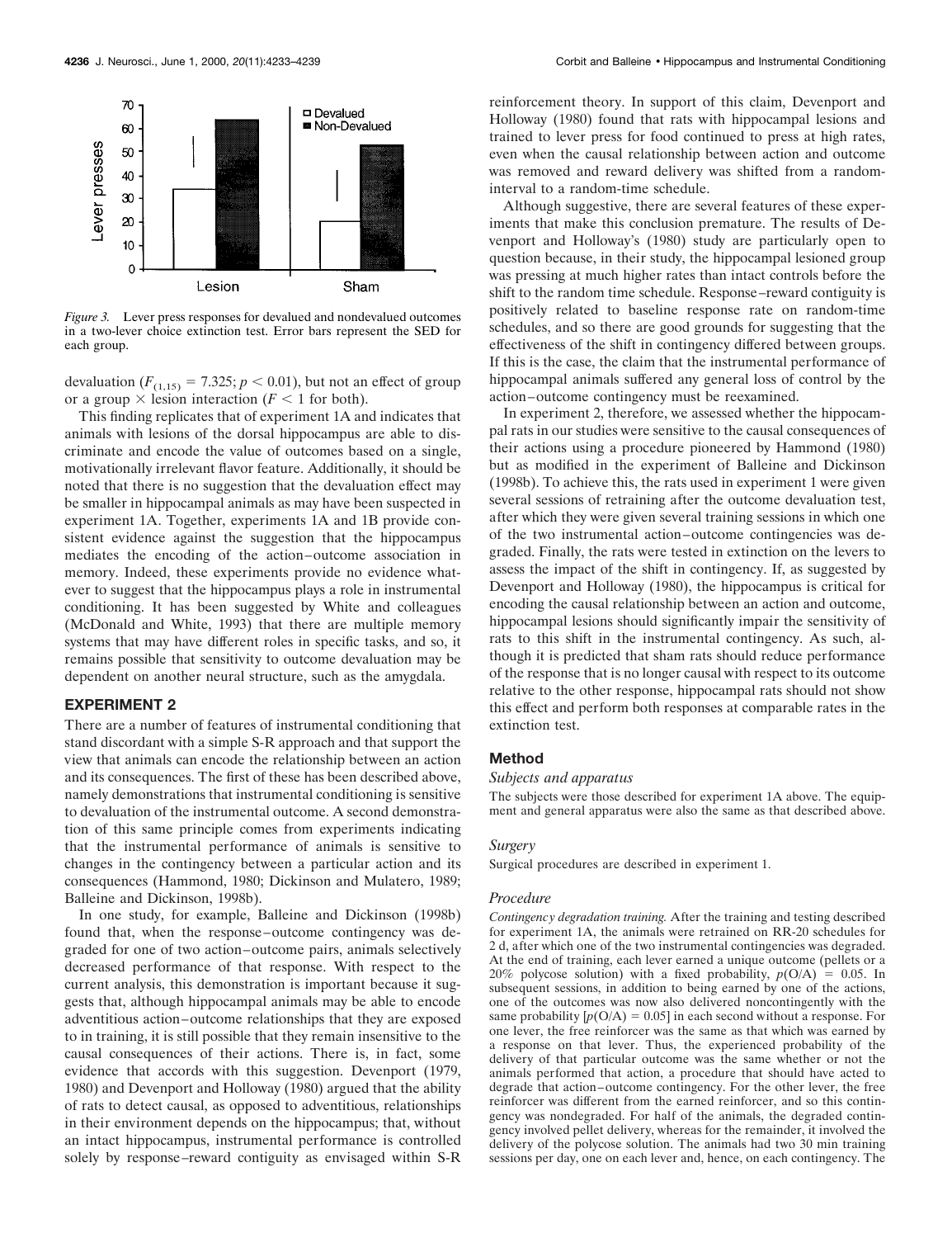*Figure 3.* Lever press responses for devalued and nondevalued outcomes in a two-lever choice extinction test. Error bars represent the SED for each group.

devaluation ($F_{(1,15)} = 7.325$; $p < 0.01$), but not an effect of group or a group × lesion interaction ($F < 1$ for both).

This finding replicates that of experiment 1A and indicates that animals with lesions of the dorsal hippocampus are able to discriminate and encode the value of outcomes based on a single, motivationally irrelevant flavor feature. Additionally, it should be noted that there is no suggestion that the devaluation effect may be smaller in hippocampal animals as may have been suspected in experiment 1A. Together, experiments 1A and 1B provide consistent evidence against the suggestion that the hippocampus mediates the encoding of the action–outcome association in memory. Indeed, these experiments provide no evidence whatever to suggest that the hippocampus plays a role in instrumental conditioning. It has been suggested by White and colleagues (McDonald and White, 1993) that there are multiple memory systems that may have different roles in specific tasks, and so, it remains possible that sensitivity to outcome devaluation may be dependent on another neural structure, such as the amygdala.

## EXPERIMENT 2

There are a number of features of instrumental conditioning that stand discordant with a simple S-R approach and that support the view that animals can encode the relationship between an action and its consequences. The first of these has been described above, namely demonstrations that instrumental conditioning is sensitive to devaluation of the instrumental outcome. A second demonstration of this same principle comes from experiments indicating that the instrumental performance of animals is sensitive to changes in the contingency between a particular action and its consequences (Hammond, 1980; Dickinson and Mulatero, 1989; Balleine and Dickinson, 1998b).

In one study, for example, Balleine and Dickinson (1998b) found that, when the response–outcome contingency was degraded for one of two action–outcome pairs, animals selectively decreased performance of that response. With respect to the current analysis, this demonstration is important because it suggests that, although hippocampal animals may be able to encode adventitious action–outcome relationships that they are exposed to in training, it is still possible that they remain insensitive to the causal consequences of their actions. There is, in fact, some evidence that accords with this suggestion. Devenport (1979, 1980) and Devenport and Holloway (1980) argued that the ability of rats to detect causal, as opposed to adventitious, relationships in their environment depends on the hippocampus; that, without an intact hippocampus, instrumental performance is controlled solely by response–reward contiguity as envisaged within S-R reinforcement theory. In support of this claim, Devenport and Holloway (1980) found that rats with hippocampal lesions and trained to lever press for food continued to press at high rates, even when the causal relationship between action and outcome was removed and reward delivery was shifted from a random-interval to a random-time schedule.

Although suggestive, there are several features of these experiments that make this conclusion premature. The results of Devenport and Holloway's (1980) study are particularly open to question because, in their study, the hippocampal lesioned group was pressing at much higher rates than intact controls before the shift to the random time schedule. Response–reward contiguity is positively related to baseline response rate on random-time schedules, and so there are good grounds for suggesting that the effectiveness of the shift in contingency differed between groups. If this is the case, the claim that the instrumental performance of hippocampal animals suffered any general loss of control by the action–outcome contingency must be reexamined.

In experiment 2, therefore, we assessed whether the hippocampal rats in our studies were sensitive to the causal consequences of their actions using a procedure pioneered by Hammond (1980) but as modified in the experiment of Balleine and Dickinson (1998b). To achieve this, the rats used in experiment 1 were given several sessions of retraining after the outcome devaluation test, after which they were given several training sessions in which one of the two instrumental action–outcome contingencies was degraded. Finally, the rats were tested in extinction on the levers to assess the impact of the shift in contingency. If, as suggested by Devenport and Holloway (1980), the hippocampus is critical for encoding the causal relationship between an action and outcome, hippocampal lesions should significantly impair the sensitivity of rats to this shift in the instrumental contingency. As such, although it is predicted that sham rats should reduce performance of the response that is no longer causal with respect to its outcome relative to the other response, hippocampal rats should not show this effect and perform both responses at comparable rates in the extinction test.

### Method

#### *Subjects and apparatus*

The subjects were those described for experiment 1A above. The equipment and general apparatus were also the same as that described above.

#### *Surgery*

Surgical procedures are described in experiment 1.

#### *Procedure*

*Contingency degradation training.* After the training and testing described for experiment 1A, the animals were retrained on RR-20 schedules for 2 d, after which one of the two instrumental contingencies was degraded. At the end of training, each lever earned a unique outcome (pellets or a 20% polycose solution) with a fixed probability, $p(O/A) = 0.05$. In subsequent sessions, in addition to being earned by one of the actions, one of the outcomes was now also delivered noncontingently with the same probability [$p(O/A) = 0.05$] in each second without a response. For one lever, the free reinforcer was the same as that which was earned by a response on that lever. Thus, the experienced probability of the delivery of that particular outcome was the same whether or not the animals performed that action, a procedure that should have acted to degrade that action–outcome contingency. For the other lever, the free reinforcer was different from the earned reinforcer, and so this contingency was nondegraded. For half of the animals, the degraded contingency involved pellet delivery, whereas for the remainder, it involved the delivery of the polycose solution. The animals had two 30 min training sessions per day, one on each lever and, hence, on each contingency. The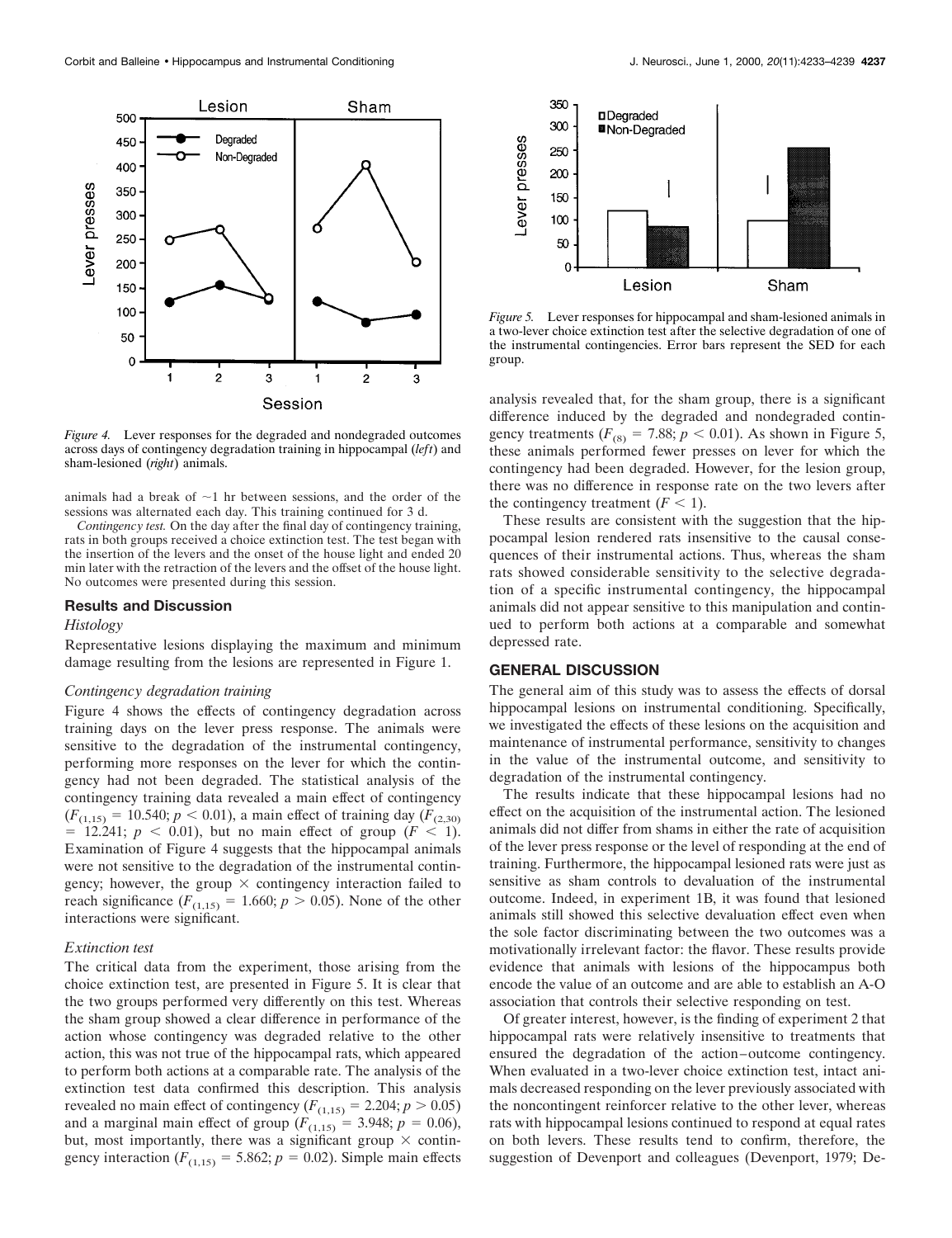*Figure 4.* Lever responses for the degraded and nondegraded outcomes across days of contingency degradation training in hippocampal (*left*) and sham-lesioned (*right*) animals.

animals had a break of ~1 hr between sessions, and the order of the sessions was alternated each day. This training continued for 3 d.

*Contingency test.* On the day after the final day of contingency training, rats in both groups received a choice extinction test. The test began with the insertion of the levers and the onset of the house light and ended 20 min later with the retraction of the levers and the offset of the house light. No outcomes were presented during this session.

### Results and Discussion

#### *Histology*

Representative lesions displaying the maximum and minimum damage resulting from the lesions are represented in Figure 1.

#### *Contingency degradation training*

Figure 4 shows the effects of contingency degradation across training days on the lever press response. The animals were sensitive to the degradation of the instrumental contingency, performing more responses on the lever for which the contingency had not been degraded. The statistical analysis of the contingency training data revealed a main effect of contingency ($F_{(1,15)} = 10.540$; $p < 0.01$), a main effect of training day ($F_{(2,30)} = 12.241$; $p < 0.01$), but no main effect of group ($F < 1$). Examination of Figure 4 suggests that the hippocampal animals were not sensitive to the degradation of the instrumental contingency; however, the group × contingency interaction failed to reach significance ($F_{(1,15)} = 1.660$; $p > 0.05$). None of the other interactions were significant.

#### *Extinction test*

The critical data from the experiment, those arising from the choice extinction test, are presented in Figure 5. It is clear that the two groups performed very differently on this test. Whereas the sham group showed a clear difference in performance of the action whose contingency was degraded relative to the other action, this was not true of the hippocampal rats, which appeared to perform both actions at a comparable rate. The analysis of the extinction test data confirmed this description. This analysis revealed no main effect of contingency ($F_{(1,15)} = 2.204$; $p > 0.05$) and a marginal main effect of group ($F_{(1,15)} = 3.948$; $p = 0.06$), but, most importantly, there was a significant group × contingency interaction ($F_{(1,15)} = 5.862$; $p = 0.02$). Simple main effects analysis revealed that, for the sham group, there is a significant difference induced by the degraded and nondegraded contingency treatments ($F_{(8)} = 7.88$; $p < 0.01$). As shown in Figure 5, these animals performed fewer presses on lever for which the contingency had been degraded. However, for the lesion group, there was no difference in response rate on the two levers after the contingency treatment ($F < 1$).

*Figure 5.* Lever responses for hippocampal and sham-lesioned animals in a two-lever choice extinction test after the selective degradation of one of the instrumental contingencies. Error bars represent the SED for each group.

These results are consistent with the suggestion that the hippocampal lesion rendered rats insensitive to the causal consequences of their instrumental actions. Thus, whereas the sham rats showed considerable sensitivity to the selective degradation of a specific instrumental contingency, the hippocampal animals did not appear sensitive to this manipulation and continued to perform both actions at a comparable and somewhat depressed rate.

## GENERAL DISCUSSION

The general aim of this study was to assess the effects of dorsal hippocampal lesions on instrumental conditioning. Specifically, we investigated the effects of these lesions on the acquisition and maintenance of instrumental performance, sensitivity to changes in the value of the instrumental outcome, and sensitivity to degradation of the instrumental contingency.

The results indicate that these hippocampal lesions had no effect on the acquisition of the instrumental action. The lesioned animals did not differ from shams in either the rate of acquisition of the lever press response or the level of responding at the end of training. Furthermore, the hippocampal lesioned rats were just as sensitive as sham controls to devaluation of the instrumental outcome. Indeed, in experiment 1B, it was found that lesioned animals still showed this selective devaluation effect even when the sole factor discriminating between the two outcomes was a motivationally irrelevant factor: the flavor. These results provide evidence that animals with lesions of the hippocampus both encode the value of an outcome and are able to establish an A-O association that controls their selective responding on test.

Of greater interest, however, is the finding of experiment 2 that hippocampal rats were relatively insensitive to treatments that ensured the degradation of the action–outcome contingency. When evaluated in a two-lever choice extinction test, intact animals decreased responding on the lever previously associated with the noncontingent reinforcer relative to the other lever, whereas rats with hippocampal lesions continued to respond at equal rates on both levers. These results tend to confirm, therefore, the suggestion of Devenport and colleagues (Devenport, 1979; De-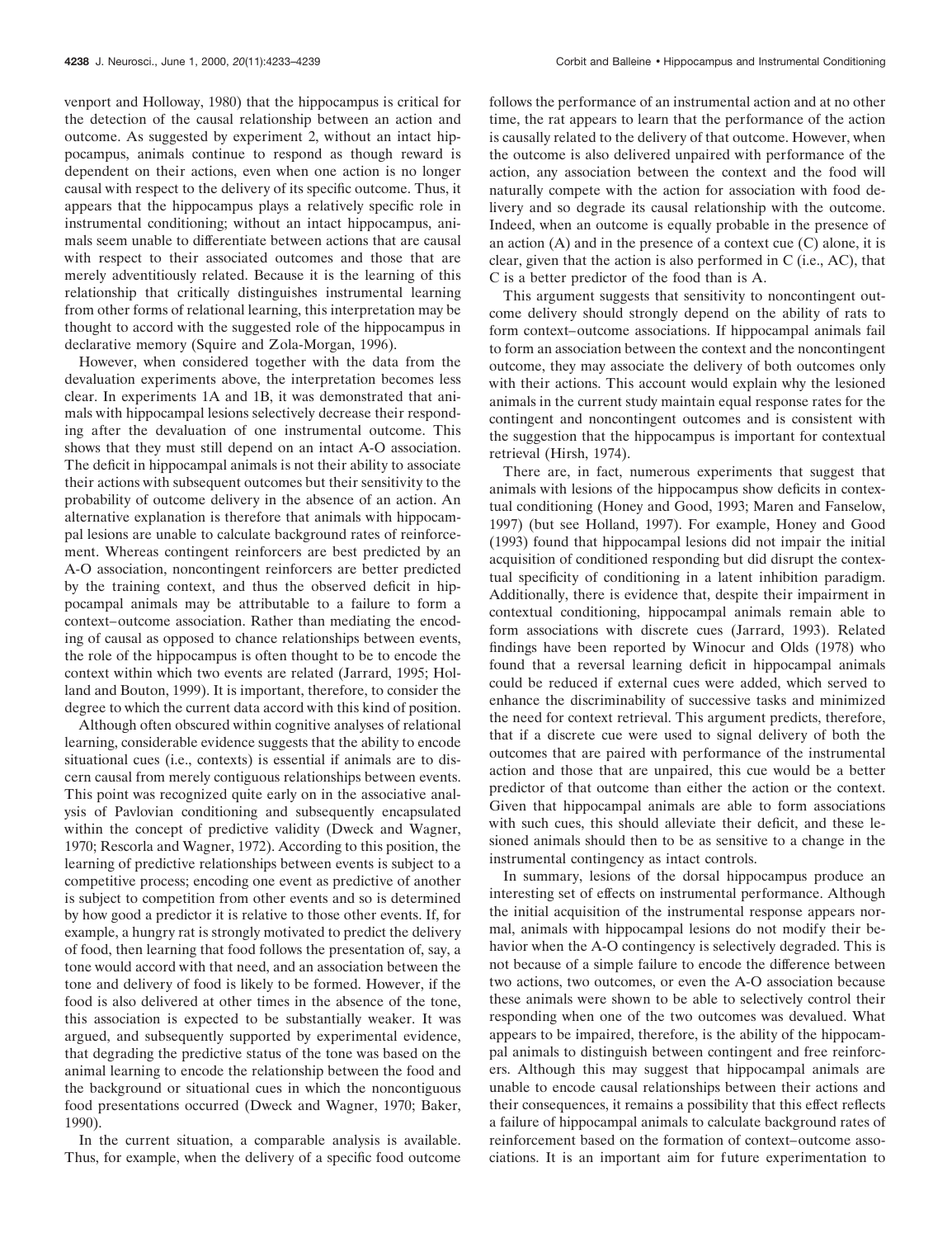venport and Holloway, 1980) that the hippocampus is critical for the detection of the causal relationship between an action and outcome. As suggested by experiment 2, without an intact hippocampus, animals continue to respond as though reward is dependent on their actions, even when one action is no longer causal with respect to the delivery of its specific outcome. Thus, it appears that the hippocampus plays a relatively specific role in instrumental conditioning; without an intact hippocampus, animals seem unable to differentiate between actions that are causal with respect to their associated outcomes and those that are merely adventitiously related. Because it is the learning of this relationship that critically distinguishes instrumental learning from other forms of relational learning, this interpretation may be thought to accord with the suggested role of the hippocampus in declarative memory (Squire and Zola-Morgan, 1996).

However, when considered together with the data from the devaluation experiments above, the interpretation becomes less clear. In experiments 1A and 1B, it was demonstrated that animals with hippocampal lesions selectively decrease their responding after the devaluation of one instrumental outcome. This shows that they must still depend on an intact A-O association. The deficit in hippocampal animals is not their ability to associate their actions with subsequent outcomes but their sensitivity to the probability of outcome delivery in the absence of an action. An alternative explanation is therefore that animals with hippocampal lesions are unable to calculate background rates of reinforcement. Whereas contingent reinforcers are best predicted by an A-O association, noncontingent reinforcers are better predicted by the training context, and thus the observed deficit in hippocampal animals may be attributable to a failure to form a context–outcome association. Rather than mediating the encoding of causal as opposed to chance relationships between events, the role of the hippocampus is often thought to be to encode the context within which two events are related (Jarrard, 1995; Holland and Bouton, 1999). It is important, therefore, to consider the degree to which the current data accord with this kind of position.

Although often obscured within cognitive analyses of relational learning, considerable evidence suggests that the ability to encode situational cues (i.e., contexts) is essential if animals are to discern causal from merely contiguous relationships between events. This point was recognized quite early on in the associative analysis of Pavlovian conditioning and subsequently encapsulated within the concept of predictive validity (Dweck and Wagner, 1970; Rescorla and Wagner, 1972). According to this position, the learning of predictive relationships between events is subject to a competitive process; encoding one event as predictive of another is subject to competition from other events and so is determined by how good a predictor it is relative to those other events. If, for example, a hungry rat is strongly motivated to predict the delivery of food, then learning that food follows the presentation of, say, a tone would accord with that need, and an association between the tone and delivery of food is likely to be formed. However, if the food is also delivered at other times in the absence of the tone, this association is expected to be substantially weaker. It was argued, and subsequently supported by experimental evidence, that degrading the predictive status of the tone was based on the animal learning to encode the relationship between the food and the background or situational cues in which the noncontiguous food presentations occurred (Dweck and Wagner, 1970; Baker, 1990).

In the current situation, a comparable analysis is available. Thus, for example, when the delivery of a specific food outcome follows the performance of an instrumental action and at no other time, the rat appears to learn that the performance of the action is causally related to the delivery of that outcome. However, when the outcome is also delivered unpaired with performance of the action, any association between the context and the food will naturally compete with the action for association with food delivery and so degrade its causal relationship with the outcome. Indeed, when an outcome is equally probable in the presence of an action (A) and in the presence of a context cue (C) alone, it is clear, given that the action is also performed in C (i.e., AC), that C is a better predictor of the food than is A.

This argument suggests that sensitivity to noncontingent outcome delivery should strongly depend on the ability of rats to form context–outcome associations. If hippocampal animals fail to form an association between the context and the noncontingent outcome, they may associate the delivery of both outcomes only with their actions. This account would explain why the lesioned animals in the current study maintain equal response rates for the contingent and noncontingent outcomes and is consistent with the suggestion that the hippocampus is important for contextual retrieval (Hirsh, 1974).

There are, in fact, numerous experiments that suggest that animals with lesions of the hippocampus show deficits in contextual conditioning (Honey and Good, 1993; Maren and Fanselow, 1997) (but see Holland, 1997). For example, Honey and Good (1993) found that hippocampal lesions did not impair the initial acquisition of conditioned responding but did disrupt the contextual specificity of conditioning in a latent inhibition paradigm. Additionally, there is evidence that, despite their impairment in contextual conditioning, hippocampal animals remain able to form associations with discrete cues (Jarrard, 1993). Related findings have been reported by Winocur and Olds (1978) who found that a reversal learning deficit in hippocampal animals could be reduced if external cues were added, which served to enhance the discriminability of successive tasks and minimized the need for context retrieval. This argument predicts, therefore, that if a discrete cue were used to signal delivery of both the outcomes that are paired with performance of the instrumental action and those that are unpaired, this cue would be a better predictor of that outcome than either the action or the context. Given that hippocampal animals are able to form associations with such cues, this should alleviate their deficit, and these lesioned animals should then to be as sensitive to a change in the instrumental contingency as intact controls.

In summary, lesions of the dorsal hippocampus produce an interesting set of effects on instrumental performance. Although the initial acquisition of the instrumental response appears normal, animals with hippocampal lesions do not modify their behavior when the A-O contingency is selectively degraded. This is not because of a simple failure to encode the difference between two actions, two outcomes, or even the A-O association because these animals were shown to be able to selectively control their responding when one of the two outcomes was devalued. What appears to be impaired, therefore, is the ability of the hippocampal animals to distinguish between contingent and free reinforcers. Although this may suggest that hippocampal animals are unable to encode causal relationships between their actions and their consequences, it remains a possibility that this effect reflects a failure of hippocampal animals to calculate background rates of reinforcement based on the formation of context–outcome associations. It is an important aim for future experimentation to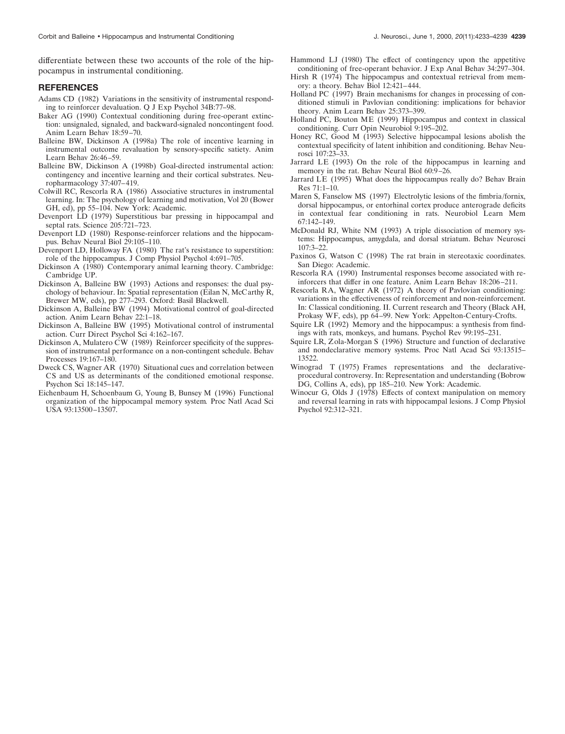differentiate between these two accounts of the role of the hippocampus in instrumental conditioning.

## REFERENCES

Adams CD (1982) Variations in the sensitivity of instrumental responding to reinforcer devaluation. Q J Exp Psychol 34B:77–98.

Baker AG (1990) Contextual conditioning during free-operant extinction: unsignaled, signaled, and backward-signaled noncontingent food. Anim Learn Behav 18:59–70.

Balleine BW, Dickinson A (1998a) The role of incentive learning in instrumental outcome revaluation by sensory-specific satiety. Anim Learn Behav 26:46–59.

Balleine BW, Dickinson A (1998b) Goal-directed instrumental action: contingency and incentive learning and their cortical substrates. Neuropharmacology 37:407–419.

Colwill RC, Rescorla RA (1986) Associative structures in instrumental learning. In: The psychology of learning and motivation, Vol 20 (Bower GH, ed), pp 55–104. New York: Academic.

Devenport LD (1979) Superstitious bar pressing in hippocampal and septal rats. Science 205:721–723.

Devenport LD (1980) Response-reinforcer relations and the hippocampus. Behav Neural Biol 29:105–110.

Devenport LD, Holloway FA (1980) The rat's resistance to superstition: role of the hippocampus. J Comp Physiol Psychol 4:691–705.

Dickinson A (1980) Contemporary animal learning theory. Cambridge: Cambridge UP.

Dickinson A, Balleine BW (1993) Actions and responses: the dual psychology of behaviour. In: Spatial representation (Eilan N, McCarthy R, Brewer MW, eds), pp 277–293. Oxford: Basil Blackwell.

Dickinson A, Balleine BW (1994) Motivational control of goal-directed action. Anim Learn Behav 22:1–18.

Dickinson A, Balleine BW (1995) Motivational control of instrumental action. Curr Direct Psychol Sci 4:162–167.

Dickinson A, Mulatero CW (1989) Reinforcer specificity of the suppression of instrumental performance on a non-contingent schedule. Behav Processes 19:167–180.

Dweck CS, Wagner AR (1970) Situational cues and correlation between CS and US as determinants of the conditioned emotional response. Psychon Sci 18:145–147.

Eichenbaum H, Schoenbaum G, Young B, Bunsey M (1996) Functional organization of the hippocampal memory system. Proc Natl Acad Sci USA 93:13500–13507.

Hammond LJ (1980) The effect of contingency upon the appetitive conditioning of free-operant behavior. J Exp Anal Behav 34:297–304.

Hirsh R (1974) The hippocampus and contextual retrieval from memory: a theory. Behav Biol 12:421–444.

Holland PC (1997) Brain mechanisms for changes in processing of conditioned stimuli in Pavlovian conditioning: implications for behavior theory. Anim Learn Behav 25:373–399.

Holland PC, Bouton ME (1999) Hippocampus and context in classical conditioning. Curr Opin Neurobiol 9:195–202.

Honey RC, Good M (1993) Selective hippocampal lesions abolish the contextual specificity of latent inhibition and conditioning. Behav Neurosci 107:23–33.

Jarrard LE (1993) On the role of the hippocampus in learning and memory in the rat. Behav Neural Biol 60:9–26.

Jarrard LE (1995) What does the hippocampus really do? Behav Brain Res 71:1–10.

Maren S, Fanselow MS (1997) Electrolytic lesions of the fimbria/fornix, dorsal hippocampus, or entorhinal cortex produce anterograde deficits in contextual fear conditioning in rats. Neurobiol Learn Mem 67:142–149.

McDonald RJ, White NM (1993) A triple dissociation of memory systems: Hippocampus, amygdala, and dorsal striatum. Behav Neurosci 107:3–22.

Paxinos G, Watson C (1998) The rat brain in stereotaxic coordinates. San Diego: Academic.

Rescorla RA (1990) Instrumental responses become associated with reinforcers that differ in one feature. Anim Learn Behav 18:206–211.

Rescorla RA, Wagner AR (1972) A theory of Pavlovian conditioning: variations in the effectiveness of reinforcement and non-reinforcement. In: Classical conditioning. II. Current research and Theory (Black AH, Prokasy WF, eds), pp 64–99. New York: Appelton-Century-Crofts.

Squire LR (1992) Memory and the hippocampus: a synthesis from findings with rats, monkeys, and humans. Psychol Rev 99:195–231.

Squire LR, Zola-Morgan S (1996) Structure and function of declarative and nondeclarative memory systems. Proc Natl Acad Sci 93:13515–13522.

Winograd T (1975) Frames representations and the declarative-procedural controversy. In: Representation and understanding (Bobrow DG, Collins A, eds), pp 185–210. New York: Academic.

Winocur G, Olds J (1978) Effects of context manipulation on memory and reversal learning in rats with hippocampal lesions. J Comp Physiol Psychol 92:312–321.